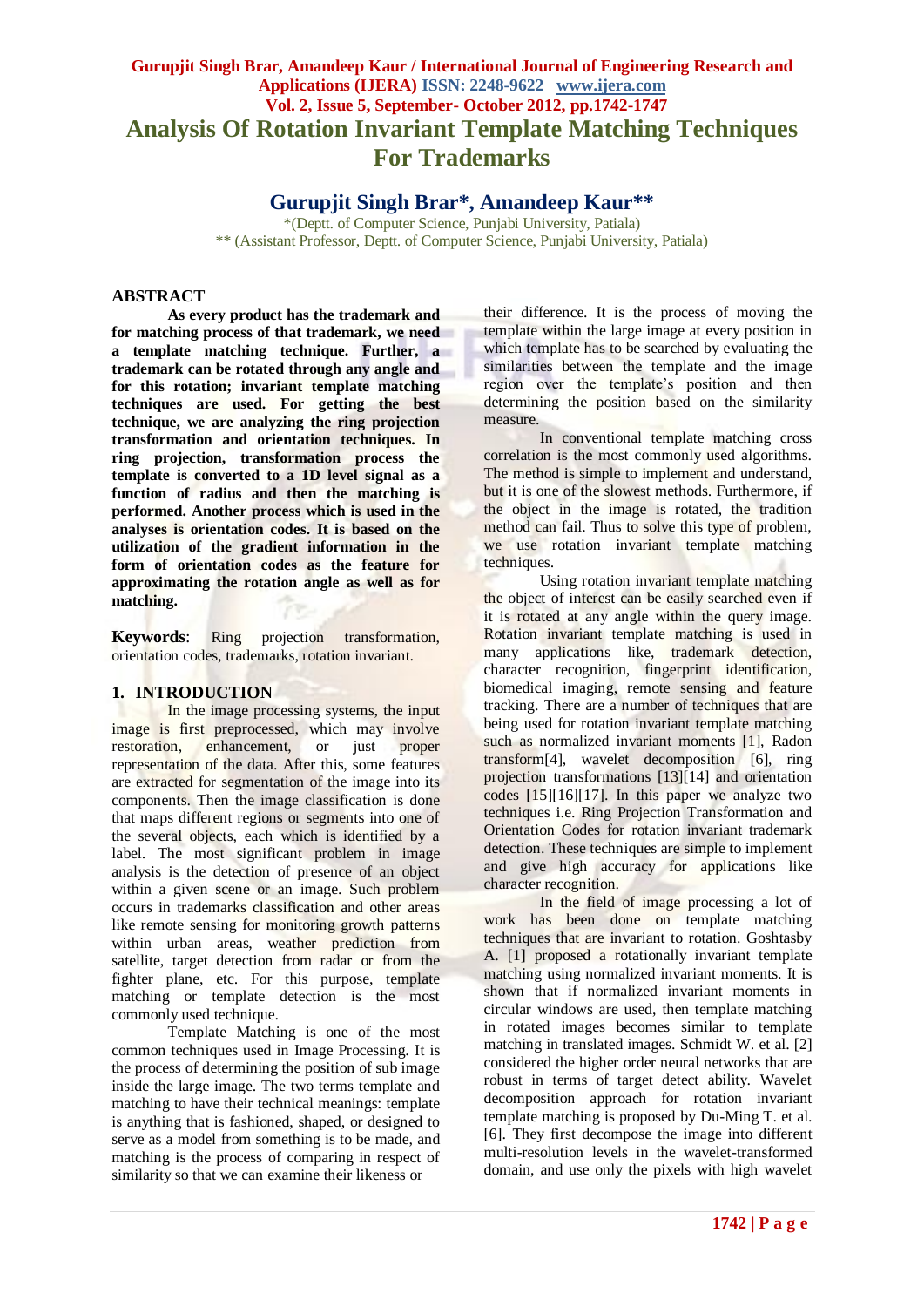# Analysis Of Rotation Invariant Template Matching Techniques For Trademarks

## Gurupjit Singh Brar*, Amandeep Kaur**

*(Deptt. of Computer Science, Punjabi University, Patiala)
** (Assistant Professor, Deptt. of Computer Science, Punjabi University, Patiala)

## ABSTRACT

**As every product has the trademark and for matching process of that trademark, we need a template matching technique. Further, a trademark can be rotated through any angle and for this rotation; invariant template matching techniques are used. For getting the best technique, we are analyzing the ring projection transformation and orientation techniques. In ring projection, transformation process the template is converted to a 1D level signal as a function of radius and then the matching is performed. Another process which is used in the analyses is orientation codes. It is based on the utilization of the gradient information in the form of orientation codes as the feature for approximating the rotation angle as well as for matching.**

**Keywords**: Ring projection transformation, orientation codes, trademarks, rotation invariant.

## 1. INTRODUCTION

In the image processing systems, the input image is first preprocessed, which may involve restoration, enhancement, or just proper representation of the data. After this, some features are extracted for segmentation of the image into its components. Then the image classification is done that maps different regions or segments into one of the several objects, each which is identified by a label. The most significant problem in image analysis is the detection of presence of an object within a given scene or an image. Such problem occurs in trademarks classification and other areas like remote sensing for monitoring growth patterns within urban areas, weather prediction from satellite, target detection from radar or from the fighter plane, etc. For this purpose, template matching or template detection is the most commonly used technique.

Template Matching is one of the most common techniques used in Image Processing. It is the process of determining the position of sub image inside the large image. The two terms template and matching to have their technical meanings: template is anything that is fashioned, shaped, or designed to serve as a model from something is to be made, and matching is the process of comparing in respect of similarity so that we can examine their likeness or their difference. It is the process of moving the template within the large image at every position in which template has to be searched by evaluating the similarities between the template and the image region over the template's position and then determining the position based on the similarity measure.

In conventional template matching cross correlation is the most commonly used algorithms. The method is simple to implement and understand, but it is one of the slowest methods. Furthermore, if the object in the image is rotated, the tradition method can fail. Thus to solve this type of problem, we use rotation invariant template matching techniques.

Using rotation invariant template matching the object of interest can be easily searched even if it is rotated at any angle within the query image. Rotation invariant template matching is used in many applications like, trademark detection, character recognition, fingerprint identification, biomedical imaging, remote sensing and feature tracking. There are a number of techniques that are being used for rotation invariant template matching such as normalized invariant moments [1], Radon transform[4], wavelet decomposition [6], ring projection transformations [13][14] and orientation codes [15][16][17]. In this paper we analyze two techniques i.e. Ring Projection Transformation and Orientation Codes for rotation invariant trademark detection. These techniques are simple to implement and give high accuracy for applications like character recognition.

In the field of image processing a lot of work has been done on template matching techniques that are invariant to rotation. Goshtasby A. [1] proposed a rotationally invariant template matching using normalized invariant moments. It is shown that if normalized invariant moments in circular windows are used, then template matching in rotated images becomes similar to template matching in translated images. Schmidt W. et al. [2] considered the higher order neural networks that are robust in terms of target detect ability. Wavelet decomposition approach for rotation invariant template matching is proposed by Du-Ming T. et al. [6]. They first decompose the image into different multi-resolution levels in the wavelet-transformed domain, and use only the pixels with high wavelet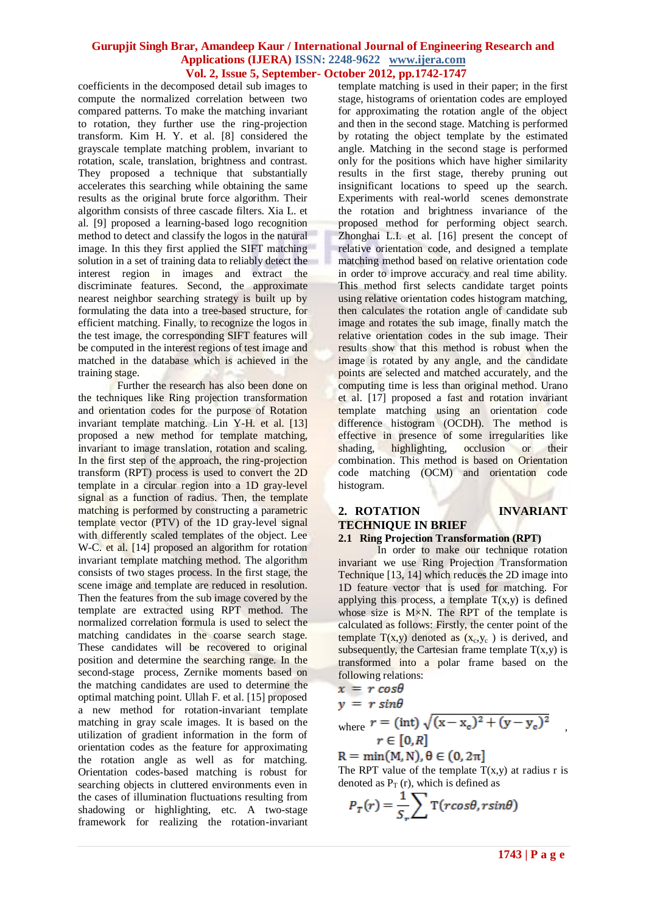coefficients in the decomposed detail sub images to compute the normalized correlation between two compared patterns. To make the matching invariant to rotation, they further use the ring-projection transform. Kim H. Y. et al. [8] considered the grayscale template matching problem, invariant to rotation, scale, translation, brightness and contrast. They proposed a technique that substantially accelerates this searching while obtaining the same results as the original brute force algorithm. Their algorithm consists of three cascade filters. Xia L. et al. [9] proposed a learning-based logo recognition method to detect and classify the logos in the natural image. In this they first applied the SIFT matching solution in a set of training data to reliably detect the interest region in images and extract the discriminate features. Second, the approximate nearest neighbor searching strategy is built up by formulating the data into a tree-based structure, for efficient matching. Finally, to recognize the logos in the test image, the corresponding SIFT features will be computed in the interest regions of test image and matched in the database which is achieved in the training stage.

Further the research has also been done on the techniques like Ring projection transformation and orientation codes for the purpose of Rotation invariant template matching. Lin Y-H. et al. [13] proposed a new method for template matching, invariant to image translation, rotation and scaling. In the first step of the approach, the ring-projection transform (RPT) process is used to convert the 2D template in a circular region into a 1D gray-level signal as a function of radius. Then, the template matching is performed by constructing a parametric template vector (PTV) of the 1D gray-level signal with differently scaled templates of the object. Lee W-C. et al. [14] proposed an algorithm for rotation invariant template matching method. The algorithm consists of two stages process. In the first stage, the scene image and template are reduced in resolution. Then the features from the sub image covered by the template are extracted using RPT method. The normalized correlation formula is used to select the matching candidates in the coarse search stage. These candidates will be recovered to original position and determine the searching range. In the second-stage process, Zernike moments based on the matching candidates are used to determine the optimal matching point. Ullah F. et al. [15] proposed a new method for rotation-invariant template matching in gray scale images. It is based on the utilization of gradient information in the form of orientation codes as the feature for approximating the rotation angle as well as for matching. Orientation codes-based matching is robust for searching objects in cluttered environments even in the cases of illumination fluctuations resulting from shadowing or highlighting, etc. A two-stage framework for realizing the rotation-invariant template matching is used in their paper; in the first stage, histograms of orientation codes are employed for approximating the rotation angle of the object and then in the second stage. Matching is performed by rotating the object template by the estimated angle. Matching in the second stage is performed only for the positions which have higher similarity results in the first stage, thereby pruning out insignificant locations to speed up the search. Experiments with real-world scenes demonstrate the rotation and brightness invariance of the proposed method for performing object search. Zhonghai L.I. et al. [16] present the concept of relative orientation code, and designed a template matching method based on relative orientation code in order to improve accuracy and real time ability. This method first selects candidate target points using relative orientation codes histogram matching, then calculates the rotation angle of candidate sub image and rotates the sub image, finally match the relative orientation codes in the sub image. Their results show that this method is robust when the image is rotated by any angle, and the candidate points are selected and matched accurately, and the computing time is less than original method. Urano et al. [17] proposed a fast and rotation invariant template matching using an orientation code difference histogram (OCDH). The method is effective in presence of some irregularities like shading, highlighting, occlusion or their combination. This method is based on Orientation code matching (OCM) and orientation code histogram.

## 2. ROTATION INVARIANT TECHNIQUE IN BRIEF

### 2.1 Ring Projection Transformation (RPT)

In order to make our technique rotation invariant we use Ring Projection Transformation Technique [13, 14] which reduces the 2D image into 1D feature vector that is used for matching. For applying this process, a template T(x,y) is defined whose size is M×N. The RPT of the template is calculated as follows: Firstly, the center point of the template T(x,y) denoted as $(x_c,y_c)$ is derived, and subsequently, the Cartesian frame template T(x,y) is transformed into a polar frame based on the following relations:

$$x = r\cos\theta$$

$$y = r\sin\theta$$

where $r = (\text{int})\sqrt{(x-x_c)^2+(y-y_c)^2}$ ,

$$r \in [0, R]$$

$$R = \min(M, N), \theta \in (0, 2\pi]$$

The RPT value of the template T(x,y) at radius r is denoted as $P_T(r)$, which is defined as

$$P_T(r) = \frac{1}{S_r}\sum T(r\cos\theta, r\sin\theta)$$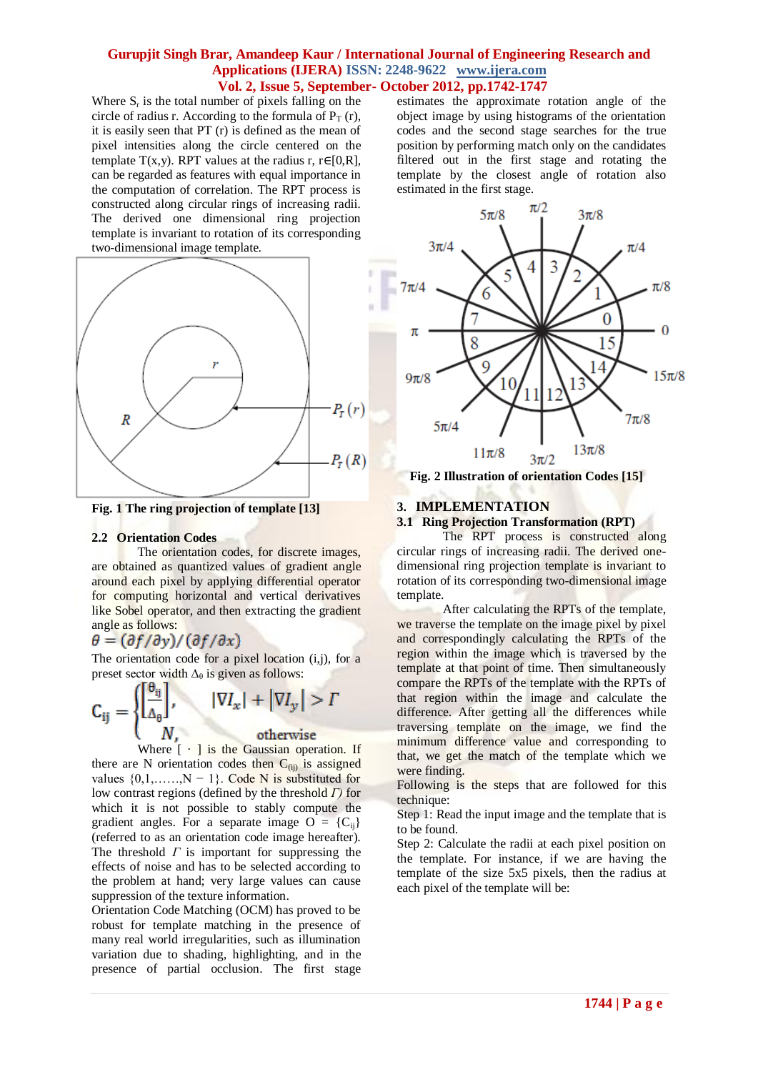Where $S_r$ is the total number of pixels falling on the circle of radius r. According to the formula of $P_T$ (r), it is easily seen that PT (r) is defined as the mean of pixel intensities along the circle centered on the template T(x,y). RPT values at the radius r, r∈[0,R], can be regarded as features with equal importance in the computation of correlation. The RPT process is constructed along circular rings of increasing radii. The derived one dimensional ring projection template is invariant to rotation of its corresponding two-dimensional image template.

Fig. 1 The ring projection of template [13]

### 2.2 Orientation Codes

The orientation codes, for discrete images, are obtained as quantized values of gradient angle around each pixel by applying differential operator for computing horizontal and vertical derivatives like Sobel operator, and then extracting the gradient angle as follows:

$$\theta = (\partial f/\partial y)/(\partial f/\partial x)$$

The orientation code for a pixel location (i,j), for a preset sector width $\Delta_\theta$ is given as follows:

$$C_{ij} = \begin{cases} \left[\frac{\theta_{ij}}{\Delta_\theta}\right], & |\nabla I_x| + |\nabla I_y| > \Gamma \\ N, & \text{otherwise} \end{cases}$$

Where [ · ] is the Gaussian operation. If there are N orientation codes then $C_{(ij)}$ is assigned values {0,1,……,N − 1}. Code N is substituted for low contrast regions (defined by the threshold $\Gamma$) for which it is not possible to stably compute the gradient angles. For a separate image O = {$C_{ij}$} (referred to as an orientation code image hereafter). The threshold $\Gamma$ is important for suppressing the effects of noise and has to be selected according to the problem at hand; very large values can cause suppression of the texture information.

Orientation Code Matching (OCM) has proved to be robust for template matching in the presence of many real world irregularities, such as illumination variation due to shading, highlighting, and in the presence of partial occlusion. The first stage estimates the approximate rotation angle of the object image by using histograms of the orientation codes and the second stage searches for the true position by performing match only on the candidates filtered out in the first stage and rotating the template by the closest angle of rotation also estimated in the first stage.

Fig. 2 Illustration of orientation Codes [15]

## 3. IMPLEMENTATION

### 3.1 Ring Projection Transformation (RPT)

The RPT process is constructed along circular rings of increasing radii. The derived one-dimensional ring projection template is invariant to rotation of its corresponding two-dimensional image template.

After calculating the RPTs of the template, we traverse the template on the image pixel by pixel and correspondingly calculating the RPTs of the region within the image which is traversed by the template at that point of time. Then simultaneously compare the RPTs of the template with the RPTs of that region within the image and calculate the difference. After getting all the differences while traversing template on the image, we find the minimum difference value and corresponding to that, we get the match of the template which we were finding.

Following is the steps that are followed for this technique:

Step 1: Read the input image and the template that is to be found.

Step 2: Calculate the radii at each pixel position on the template. For instance, if we are having the template of the size 5x5 pixels, then the radius at each pixel of the template will be: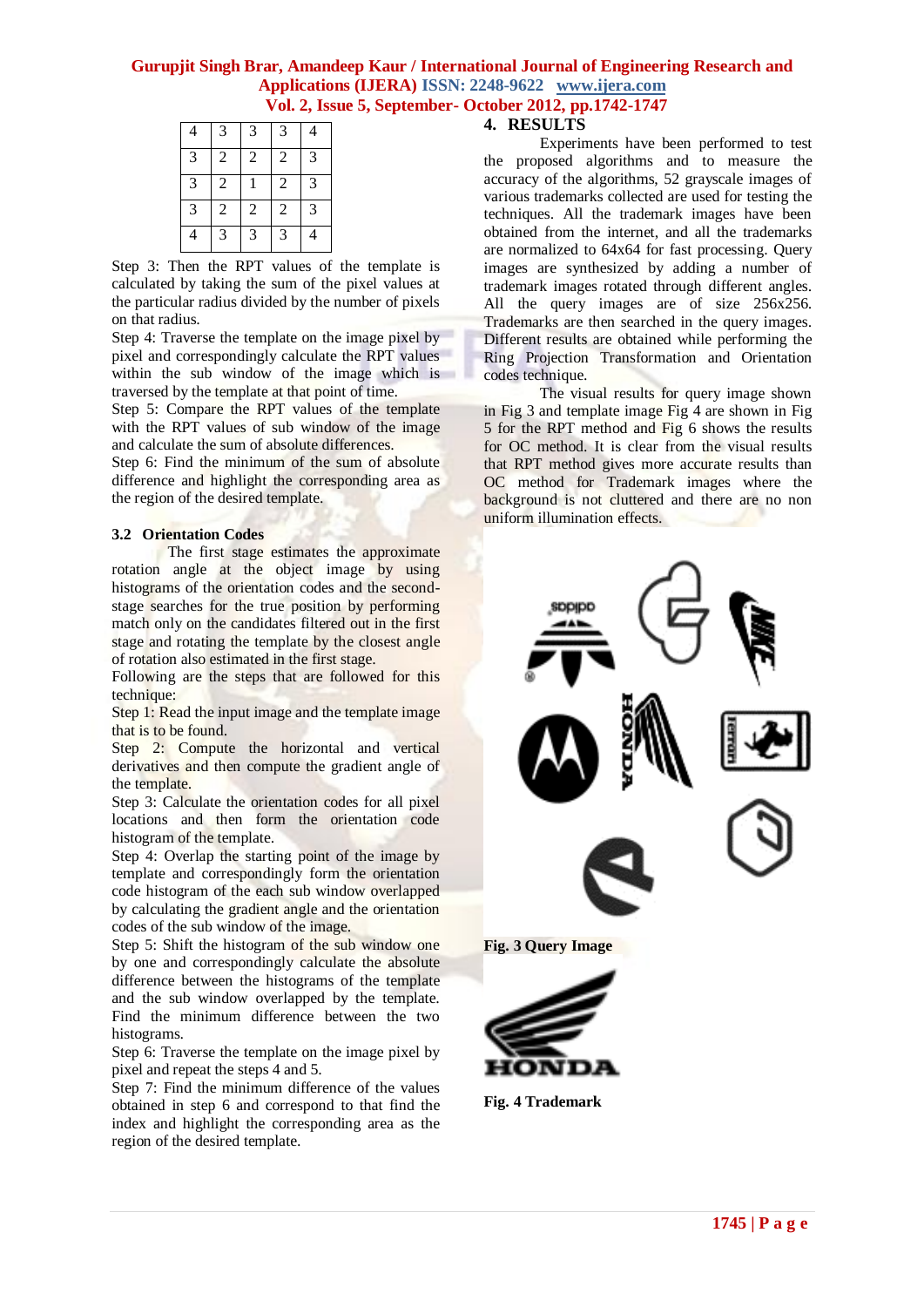| 4 | 3 | 3 | 3 | 4 |
|---|---|---|---|---|
| 3 | 2 | 2 | 2 | 3 |
| 3 | 2 | 1 | 2 | 3 |
| 3 | 2 | 2 | 2 | 3 |
| 4 | 3 | 3 | 3 | 4 |

Step 3: Then the RPT values of the template is calculated by taking the sum of the pixel values at the particular radius divided by the number of pixels on that radius.

Step 4: Traverse the template on the image pixel by pixel and correspondingly calculate the RPT values within the sub window of the image which is traversed by the template at that point of time.

Step 5: Compare the RPT values of the template with the RPT values of sub window of the image and calculate the sum of absolute differences.

Step 6: Find the minimum of the sum of absolute difference and highlight the corresponding area as the region of the desired template.

### 3.2 Orientation Codes

The first stage estimates the approximate rotation angle at the object image by using histograms of the orientation codes and the second-stage searches for the true position by performing match only on the candidates filtered out in the first stage and rotating the template by the closest angle of rotation also estimated in the first stage.

Following are the steps that are followed for this technique:

Step 1: Read the input image and the template image that is to be found.

Step 2: Compute the horizontal and vertical derivatives and then compute the gradient angle of the template.

Step 3: Calculate the orientation codes for all pixel locations and then form the orientation code histogram of the template.

Step 4: Overlap the starting point of the image by template and correspondingly form the orientation code histogram of the each sub window overlapped by calculating the gradient angle and the orientation codes of the sub window of the image.

Step 5: Shift the histogram of the sub window one by one and correspondingly calculate the absolute difference between the histograms of the template and the sub window overlapped by the template. Find the minimum difference between the two histograms.

Step 6: Traverse the template on the image pixel by pixel and repeat the steps 4 and 5.

Step 7: Find the minimum difference of the values obtained in step 6 and correspond to that find the index and highlight the corresponding area as the region of the desired template.

## 4. RESULTS

Experiments have been performed to test the proposed algorithms and to measure the accuracy of the algorithms, 52 grayscale images of various trademarks collected are used for testing the techniques. All the trademark images have been obtained from the internet, and all the trademarks are normalized to 64x64 for fast processing. Query images are synthesized by adding a number of trademark images rotated through different angles. All the query images are of size 256x256. Trademarks are then searched in the query images. Different results are obtained while performing the Ring Projection Transformation and Orientation codes technique.

The visual results for query image shown in Fig 3 and template image Fig 4 are shown in Fig 5 for the RPT method and Fig 6 shows the results for OC method. It is clear from the visual results that RPT method gives more accurate results than OC method for Trademark images where the background is not cluttered and there are no non uniform illumination effects.

**Fig. 3 Query Image**

**Fig. 4 Trademark**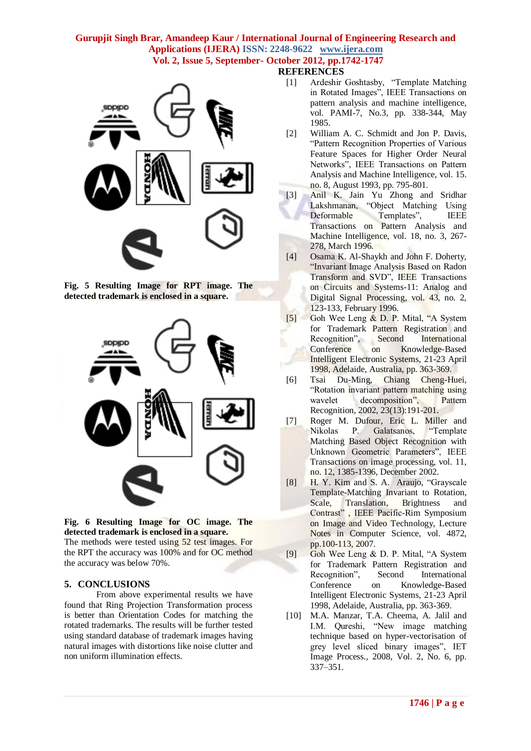Fig. 5 Resulting Image for RPT image. The detected trademark is enclosed in a square.

Fig. 6 Resulting Image for OC image. The detected trademark is enclosed in a square.

The methods were tested using 52 test images. For the RPT the accuracy was 100% and for OC method the accuracy was below 70%.

## 5. CONCLUSIONS

From above experimental results we have found that Ring Projection Transformation process is better than Orientation Codes for matching the rotated trademarks. The results will be further tested using standard database of trademark images having natural images with distortions like noise clutter and non uniform illumination effects.

## REFERENCES

[1] Ardeshir Goshtasby, "Template Matching in Rotated Images", IEEE Transactions on pattern analysis and machine intelligence, vol. PAMI-7, No.3, pp. 338-344, May 1985.

[2] William A. C. Schmidt and Jon P. Davis, "Pattern Recognition Properties of Various Feature Spaces for Higher Order Neural Networks", IEEE Transactions on Pattern Analysis and Machine Intelligence, vol. 15. no. 8, August 1993, pp. 795-801.

[3] Anil K. Jain Yu Zhong and Sridhar Lakshmanan, "Object Matching Using Deformable Templates", IEEE Transactions on Pattern Analysis and Machine Intelligence, vol. 18, no. 3, 267-278, March 1996.

[4] Osama K. Al-Shaykh and John F. Doherty, "Invariant Image Analysis Based on Radon Transform and SVD", IEEE Transactions on Circuits and Systems-11: Analog and Digital Signal Processing, vol. 43, no. 2, 123-133, February 1996.

[5] Goh Wee Leng & D. P. Mital, "A System for Trademark Pattern Registration and Recognition", Second International Conference on Knowledge-Based Intelligent Electronic Systems, 21-23 April 1998, Adelaide, Australia, pp. 363-369.

[6] Tsai Du-Ming, Chiang Cheng-Huei, "Rotation invariant pattern matching using wavelet decomposition", Pattern Recognition, 2002, 23(13):191-201.

[7] Roger M. Dufour, Eric L. Miller and Nikolas P. Galatsanos, "Template Matching Based Object Recognition with Unknown Geometric Parameters", IEEE Transactions on image processing, vol. 11, no. 12, 1385-1396, December 2002.

[8] H. Y. Kim and S. A. Araujo, "Grayscale Template-Matching Invariant to Rotation, Scale, Translation, Brightness and Contrast" , IEEE Pacific-Rim Symposium on Image and Video Technology, Lecture Notes in Computer Science, vol. 4872, pp.100-113, 2007.

[9] Goh Wee Leng & D. P. Mital, "A System for Trademark Pattern Registration and Recognition", Second International Conference on Knowledge-Based Intelligent Electronic Systems, 21-23 April 1998, Adelaide, Australia, pp. 363-369.

[10] M.A. Manzar, T.A. Cheema, A. Jalil and I.M. Qureshi, "New image matching technique based on hyper-vectorisation of grey level sliced binary images", IET Image Process., 2008, Vol. 2, No. 6, pp. 337–351.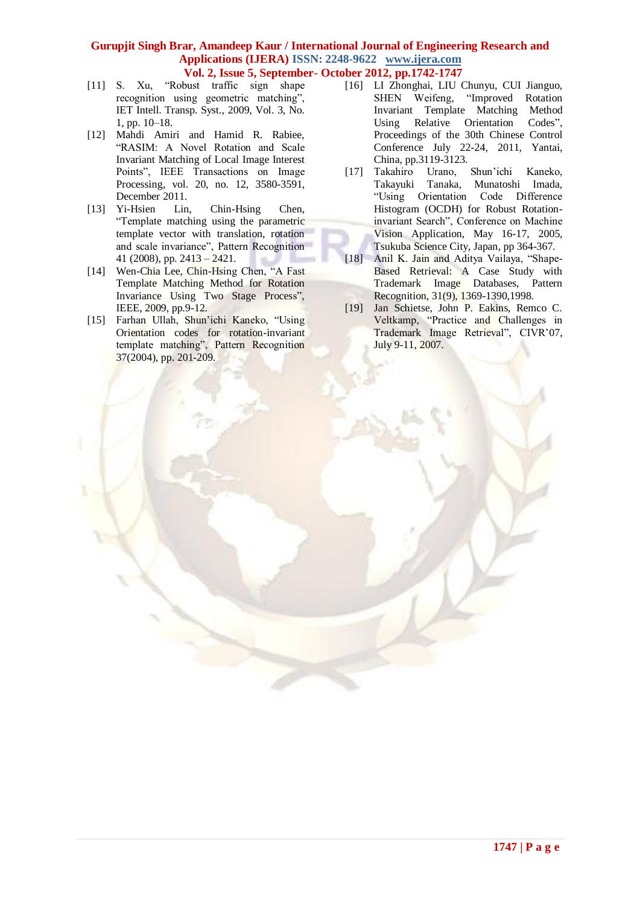[11] S. Xu, "Robust traffic sign shape recognition using geometric matching", IET Intell. Transp. Syst., 2009, Vol. 3, No. 1, pp. 10–18.

[12] Mahdi Amiri and Hamid R. Rabiee, "RASIM: A Novel Rotation and Scale Invariant Matching of Local Image Interest Points", IEEE Transactions on Image Processing, vol. 20, no. 12, 3580-3591, December 2011.

[13] Yi-Hsien Lin, Chin-Hsing Chen, "Template matching using the parametric template vector with translation, rotation and scale invariance", Pattern Recognition 41 (2008), pp. 2413 – 2421.

[14] Wen-Chia Lee, Chin-Hsing Chen, "A Fast Template Matching Method for Rotation Invariance Using Two Stage Process", IEEE, 2009, pp.9-12.

[15] Farhan Ullah, Shun'ichi Kaneko, "Using Orientation codes for rotation-invariant template matching", Pattern Recognition 37(2004), pp. 201-209.

[16] LI Zhonghai, LIU Chunyu, CUI Jianguo, SHEN Weifeng, "Improved Rotation Invariant Template Matching Method Using Relative Orientation Codes", Proceedings of the 30th Chinese Control Conference July 22-24, 2011, Yantai, China, pp.3119-3123.

[17] Takahiro Urano, Shun'ichi Kaneko, Takayuki Tanaka, Munatoshi Imada, "Using Orientation Code Difference Histogram (OCDH) for Robust Rotation-invariant Search", Conference on Machine Vision Application, May 16-17, 2005, Tsukuba Science City, Japan, pp 364-367.

[18] Anil K. Jain and Aditya Vailaya, "Shape-Based Retrieval: A Case Study with Trademark Image Databases, Pattern Recognition, 31(9), 1369-1390,1998.

[19] Jan Schietse, John P. Eakins, Remco C. Veltkamp, "Practice and Challenges in Trademark Image Retrieval", CIVR'07, July 9-11, 2007.